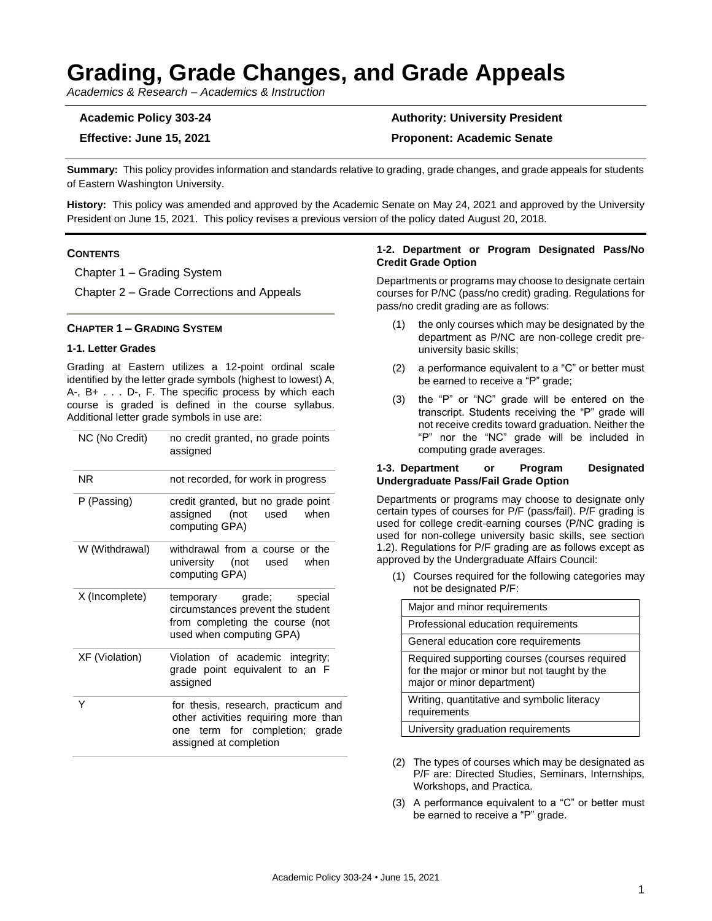# Grading, Grade Changes, and Grade Appeals

*Academics & Research – Academics & Instruction*

**Academic Policy 303-24**

**Effective: June 15, 2021**

**Authority: University President**

**Proponent: Academic Senate**

**Summary:** This policy provides information and standards relative to grading, grade changes, and grade appeals for students of Eastern Washington University.

**History:** This policy was amended and approved by the Academic Senate on May 24, 2021 and approved by the University President on June 15, 2021. This policy revises a previous version of the policy dated August 20, 2018.

**CONTENTS**

Chapter 1 – Grading System

Chapter 2 – Grade Corrections and Appeals

## CHAPTER 1 – GRADING SYSTEM

### 1-1. Letter Grades

Grading at Eastern utilizes a 12-point ordinal scale identified by the letter grade symbols (highest to lowest) A, A-, B+ . . . D-, F. The specific process by which each course is graded is defined in the course syllabus. Additional letter grade symbols in use are:

| | |
|---|---|
| NC (No Credit) | no credit granted, no grade points assigned |
| NR | not recorded, for work in progress |
| P (Passing) | credit granted, but no grade point assigned (not used when computing GPA) |
| W (Withdrawal) | withdrawal from a course or the university (not used when computing GPA) |
| X (Incomplete) | temporary grade; special circumstances prevent the student from completing the course (not used when computing GPA) |
| XF (Violation) | Violation of academic integrity; grade point equivalent to an F assigned |
| Y | for thesis, research, practicum and other activities requiring more than one term for completion; grade assigned at completion |

### 1-2. Department or Program Designated Pass/No Credit Grade Option

Departments or programs may choose to designate certain courses for P/NC (pass/no credit) grading. Regulations for pass/no credit grading are as follows:

(1) the only courses which may be designated by the department as P/NC are non-college credit pre-university basic skills;

(2) a performance equivalent to a "C" or better must be earned to receive a "P" grade;

(3) the "P" or "NC" grade will be entered on the transcript. Students receiving the "P" grade will not receive credits toward graduation. Neither the "P" nor the "NC" grade will be included in computing grade averages.

### 1-3. Department or Program Designated Undergraduate Pass/Fail Grade Option

Departments or programs may choose to designate only certain types of courses for P/F (pass/fail). P/F grading is used for college credit-earning courses (P/NC grading is used for non-college university basic skills, see section 1.2). Regulations for P/F grading are as follows except as approved by the Undergraduate Affairs Council:

(1) Courses required for the following categories may not be designated P/F:

| |
|---|
| Major and minor requirements |
| Professional education requirements |
| General education core requirements |
| Required supporting courses (courses required for the major or minor but not taught by the major or minor department) |
| Writing, quantitative and symbolic literacy requirements |
| University graduation requirements |

(2) The types of courses which may be designated as P/F are: Directed Studies, Seminars, Internships, Workshops, and Practica.

(3) A performance equivalent to a "C" or better must be earned to receive a "P" grade.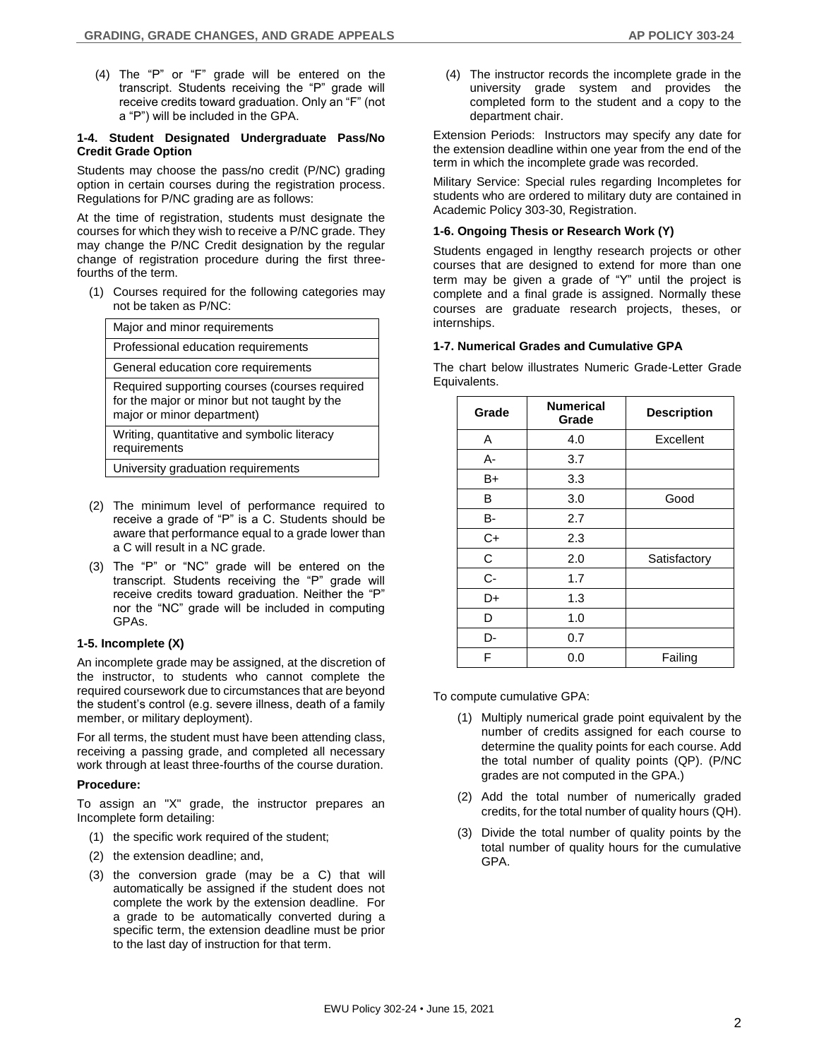(4) The "P" or "F" grade will be entered on the transcript. Students receiving the "P" grade will receive credits toward graduation. Only an "F" (not a "P") will be included in the GPA.

#### 1-4. Student Designated Undergraduate Pass/No Credit Grade Option

Students may choose the pass/no credit (P/NC) grading option in certain courses during the registration process. Regulations for P/NC grading are as follows:

At the time of registration, students must designate the courses for which they wish to receive a P/NC grade. They may change the P/NC Credit designation by the regular change of registration procedure during the first three-fourths of the term.

(1) Courses required for the following categories may not be taken as P/NC:

| Major and minor requirements |
|---|
| Professional education requirements |
| General education core requirements |
| Required supporting courses (courses required for the major or minor but not taught by the major or minor department) |
| Writing, quantitative and symbolic literacy requirements |
| University graduation requirements |

(2) The minimum level of performance required to receive a grade of "P" is a C. Students should be aware that performance equal to a grade lower than a C will result in a NC grade.

(3) The "P" or "NC" grade will be entered on the transcript. Students receiving the "P" grade will receive credits toward graduation. Neither the "P" nor the "NC" grade will be included in computing GPAs.

#### 1-5. Incomplete (X)

An incomplete grade may be assigned, at the discretion of the instructor, to students who cannot complete the required coursework due to circumstances that are beyond the student's control (e.g. severe illness, death of a family member, or military deployment).

For all terms, the student must have been attending class, receiving a passing grade, and completed all necessary work through at least three-fourths of the course duration.

**Procedure:**

To assign an "X" grade, the instructor prepares an Incomplete form detailing:

(1) the specific work required of the student;

(2) the extension deadline; and,

(3) the conversion grade (may be a C) that will automatically be assigned if the student does not complete the work by the extension deadline. For a grade to be automatically converted during a specific term, the extension deadline must be prior to the last day of instruction for that term.

(4) The instructor records the incomplete grade in the university grade system and provides the completed form to the student and a copy to the department chair.

Extension Periods: Instructors may specify any date for the extension deadline within one year from the end of the term in which the incomplete grade was recorded.

Military Service: Special rules regarding Incompletes for students who are ordered to military duty are contained in Academic Policy 303-30, Registration.

#### 1-6. Ongoing Thesis or Research Work (Y)

Students engaged in lengthy research projects or other courses that are designed to extend for more than one term may be given a grade of "Y" until the project is complete and a final grade is assigned. Normally these courses are graduate research projects, theses, or internships.

#### 1-7. Numerical Grades and Cumulative GPA

The chart below illustrates Numeric Grade-Letter Grade Equivalents.

| Grade | Numerical Grade | Description |
|---|---|---|
| A | 4.0 | Excellent |
| A- | 3.7 | |
| B+ | 3.3 | |
| B | 3.0 | Good |
| B- | 2.7 | |
| C+ | 2.3 | |
| C | 2.0 | Satisfactory |
| C- | 1.7 | |
| D+ | 1.3 | |
| D | 1.0 | |
| D- | 0.7 | |
| F | 0.0 | Failing |

To compute cumulative GPA:

(1) Multiply numerical grade point equivalent by the number of credits assigned for each course to determine the quality points for each course. Add the total number of quality points (QP). (P/NC grades are not computed in the GPA.)

(2) Add the total number of numerically graded credits, for the total number of quality hours (QH).

(3) Divide the total number of quality points by the total number of quality hours for the cumulative GPA.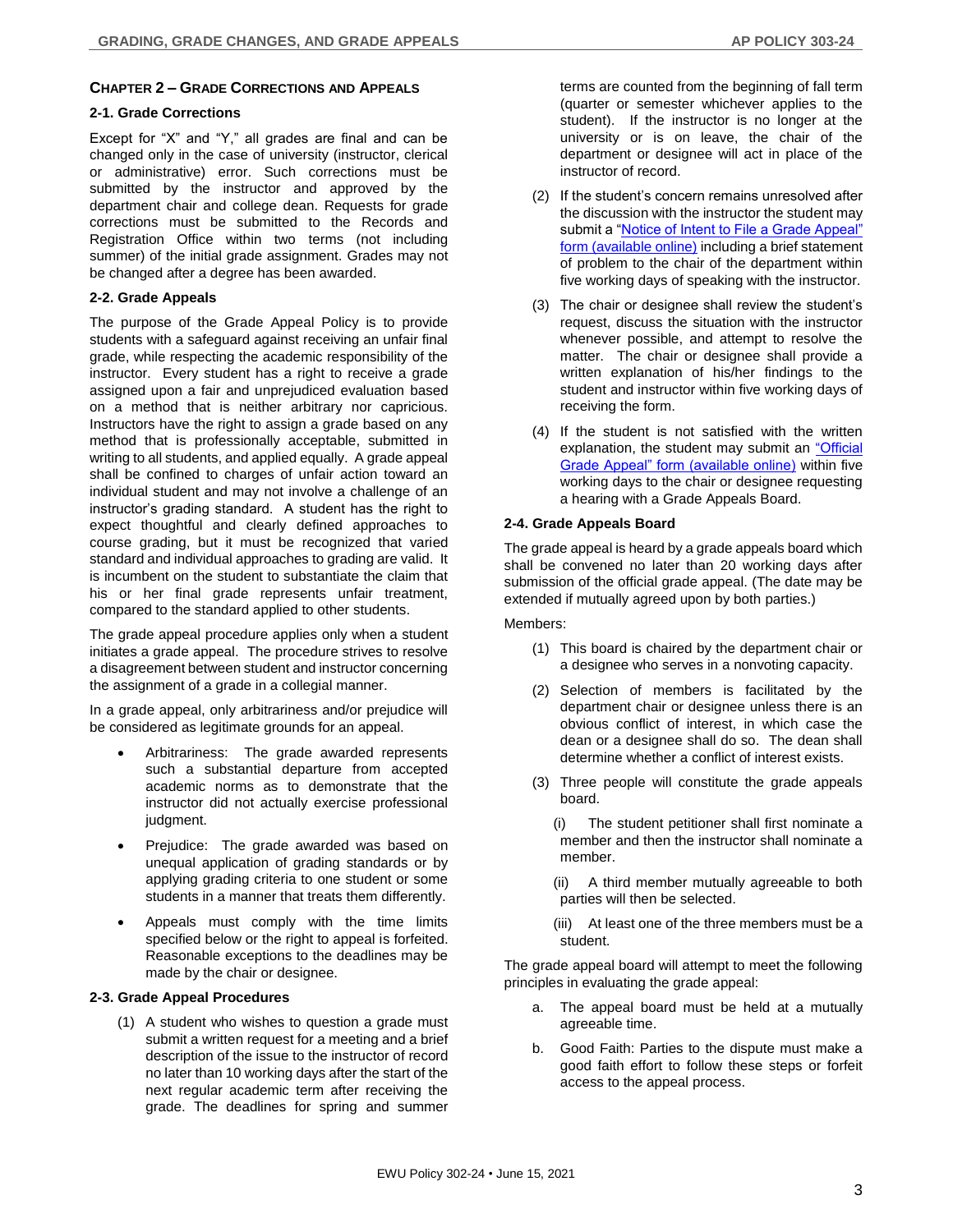## Chapter 2 – Grade Corrections and Appeals

### 2-1. Grade Corrections

Except for "X" and "Y," all grades are final and can be changed only in the case of university (instructor, clerical or administrative) error. Such corrections must be submitted by the instructor and approved by the department chair and college dean. Requests for grade corrections must be submitted to the Records and Registration Office within two terms (not including summer) of the initial grade assignment. Grades may not be changed after a degree has been awarded.

### 2-2. Grade Appeals

The purpose of the Grade Appeal Policy is to provide students with a safeguard against receiving an unfair final grade, while respecting the academic responsibility of the instructor. Every student has a right to receive a grade assigned upon a fair and unprejudiced evaluation based on a method that is neither arbitrary nor capricious. Instructors have the right to assign a grade based on any method that is professionally acceptable, submitted in writing to all students, and applied equally. A grade appeal shall be confined to charges of unfair action toward an individual student and may not involve a challenge of an instructor's grading standard. A student has the right to expect thoughtful and clearly defined approaches to course grading, but it must be recognized that varied standard and individual approaches to grading are valid. It is incumbent on the student to substantiate the claim that his or her final grade represents unfair treatment, compared to the standard applied to other students.

The grade appeal procedure applies only when a student initiates a grade appeal. The procedure strives to resolve a disagreement between student and instructor concerning the assignment of a grade in a collegial manner.

In a grade appeal, only arbitrariness and/or prejudice will be considered as legitimate grounds for an appeal.

- Arbitrariness: The grade awarded represents such a substantial departure from accepted academic norms as to demonstrate that the instructor did not actually exercise professional judgment.
- Prejudice: The grade awarded was based on unequal application of grading standards or by applying grading criteria to one student or some students in a manner that treats them differently.
- Appeals must comply with the time limits specified below or the right to appeal is forfeited. Reasonable exceptions to the deadlines may be made by the chair or designee.

### 2-3. Grade Appeal Procedures

(1) A student who wishes to question a grade must submit a written request for a meeting and a brief description of the issue to the instructor of record no later than 10 working days after the start of the next regular academic term after receiving the grade. The deadlines for spring and summer terms are counted from the beginning of fall term (quarter or semester whichever applies to the student). If the instructor is no longer at the university or is on leave, the chair of the department or designee will act in place of the instructor of record.

(2) If the student's concern remains unresolved after the discussion with the instructor the student may submit a "Notice of Intent to File a Grade Appeal" form (available online) including a brief statement of problem to the chair of the department within five working days of speaking with the instructor.

(3) The chair or designee shall review the student's request, discuss the situation with the instructor whenever possible, and attempt to resolve the matter. The chair or designee shall provide a written explanation of his/her findings to the student and instructor within five working days of receiving the form.

(4) If the student is not satisfied with the written explanation, the student may submit an "Official Grade Appeal" form (available online) within five working days to the chair or designee requesting a hearing with a Grade Appeals Board.

### 2-4. Grade Appeals Board

The grade appeal is heard by a grade appeals board which shall be convened no later than 20 working days after submission of the official grade appeal. (The date may be extended if mutually agreed upon by both parties.)

Members:

(1) This board is chaired by the department chair or a designee who serves in a nonvoting capacity.

(2) Selection of members is facilitated by the department chair or designee unless there is an obvious conflict of interest, in which case the dean or a designee shall do so. The dean shall determine whether a conflict of interest exists.

(3) Three people will constitute the grade appeals board.

(i) The student petitioner shall first nominate a member and then the instructor shall nominate a member.

(ii) A third member mutually agreeable to both parties will then be selected.

(iii) At least one of the three members must be a student.

The grade appeal board will attempt to meet the following principles in evaluating the grade appeal:

a. The appeal board must be held at a mutually agreeable time.

b. Good Faith: Parties to the dispute must make a good faith effort to follow these steps or forfeit access to the appeal process.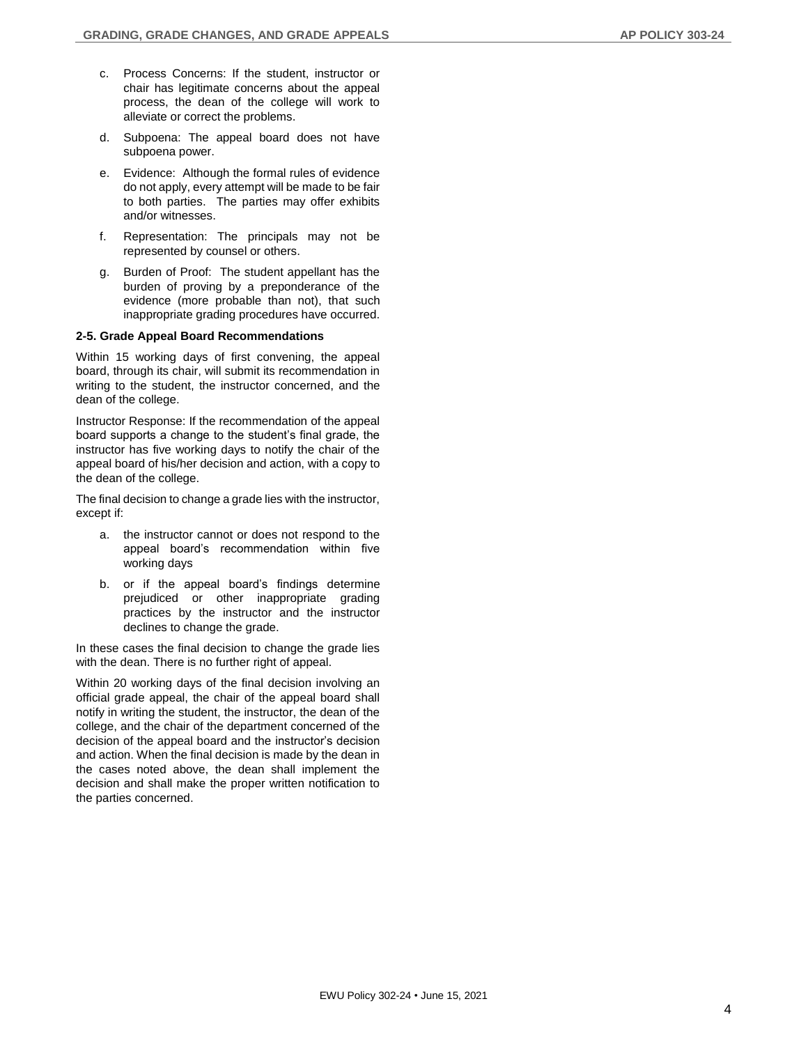c. Process Concerns: If the student, instructor or chair has legitimate concerns about the appeal process, the dean of the college will work to alleviate or correct the problems.

d. Subpoena: The appeal board does not have subpoena power.

e. Evidence: Although the formal rules of evidence do not apply, every attempt will be made to be fair to both parties. The parties may offer exhibits and/or witnesses.

f. Representation: The principals may not be represented by counsel or others.

g. Burden of Proof: The student appellant has the burden of proving by a preponderance of the evidence (more probable than not), that such inappropriate grading procedures have occurred.

**2-5. Grade Appeal Board Recommendations**

Within 15 working days of first convening, the appeal board, through its chair, will submit its recommendation in writing to the student, the instructor concerned, and the dean of the college.

Instructor Response: If the recommendation of the appeal board supports a change to the student's final grade, the instructor has five working days to notify the chair of the appeal board of his/her decision and action, with a copy to the dean of the college.

The final decision to change a grade lies with the instructor, except if:

a. the instructor cannot or does not respond to the appeal board's recommendation within five working days

b. or if the appeal board's findings determine prejudiced or other inappropriate grading practices by the instructor and the instructor declines to change the grade.

In these cases the final decision to change the grade lies with the dean. There is no further right of appeal.

Within 20 working days of the final decision involving an official grade appeal, the chair of the appeal board shall notify in writing the student, the instructor, the dean of the college, and the chair of the department concerned of the decision of the appeal board and the instructor's decision and action. When the final decision is made by the dean in the cases noted above, the dean shall implement the decision and shall make the proper written notification to the parties concerned.